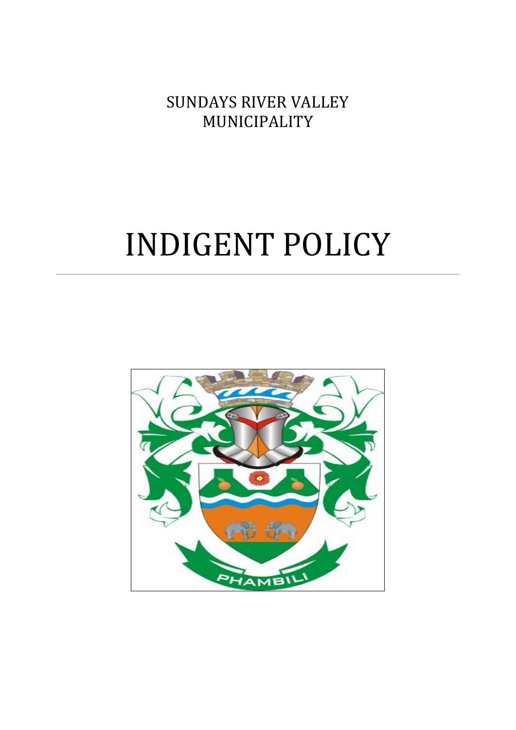SUNDAYS RIVER VALLEY
MUNICIPALITY

# INDIGENT POLICY

---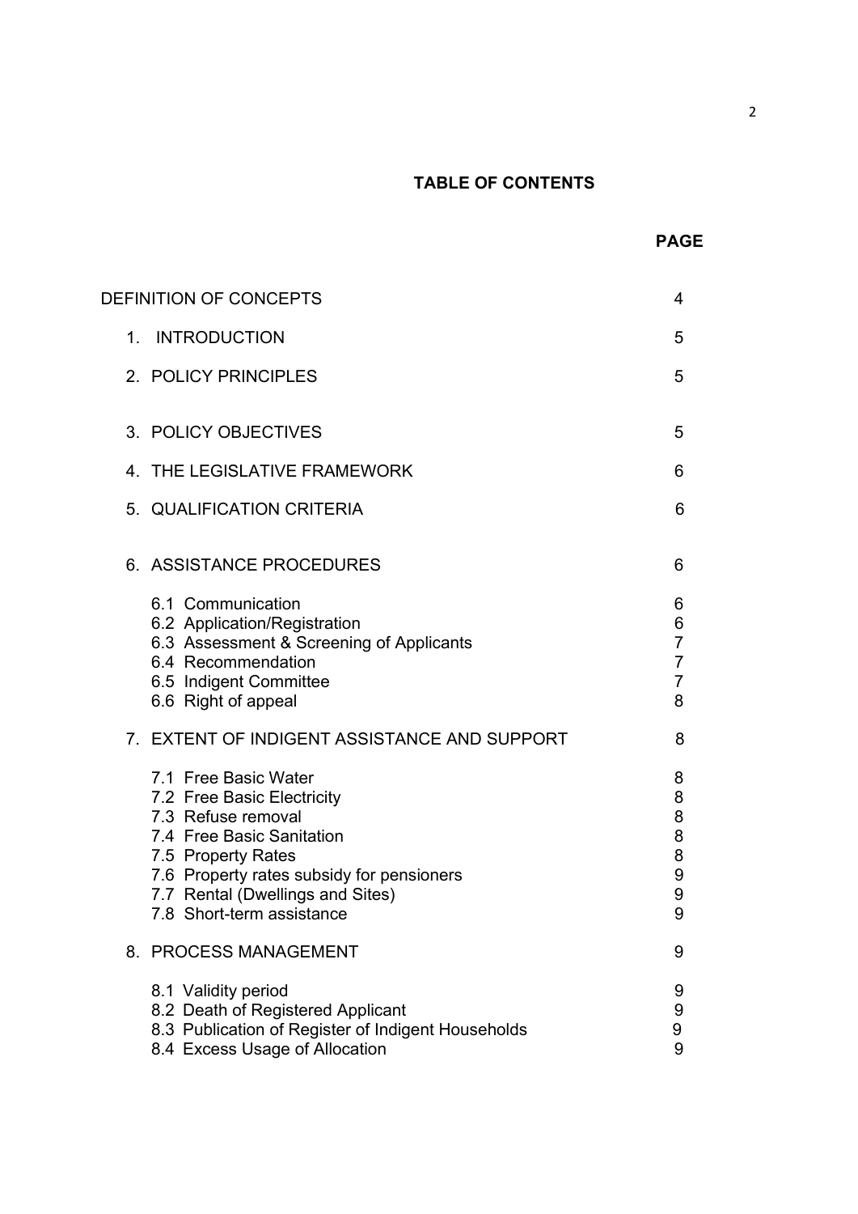# TABLE OF CONTENTS

| | PAGE |
|---|---|
| DEFINITION OF CONCEPTS | 4 |
| 1. INTRODUCTION | 5 |
| 2. POLICY PRINCIPLES | 5 |
| 3. POLICY OBJECTIVES | 5 |
| 4. THE LEGISLATIVE FRAMEWORK | 6 |
| 5. QUALIFICATION CRITERIA | 6 |
| 6. ASSISTANCE PROCEDURES | 6 |
| 6.1 Communication | 6 |
| 6.2 Application/Registration | 6 |
| 6.3 Assessment & Screening of Applicants | 7 |
| 6.4 Recommendation | 7 |
| 6.5 Indigent Committee | 7 |
| 6.6 Right of appeal | 8 |
| 7. EXTENT OF INDIGENT ASSISTANCE AND SUPPORT | 8 |
| 7.1 Free Basic Water | 8 |
| 7.2 Free Basic Electricity | 8 |
| 7.3 Refuse removal | 8 |
| 7.4 Free Basic Sanitation | 8 |
| 7.5 Property Rates | 8 |
| 7.6 Property rates subsidy for pensioners | 9 |
| 7.7 Rental (Dwellings and Sites) | 9 |
| 7.8 Short-term assistance | 9 |
| 8. PROCESS MANAGEMENT | 9 |
| 8.1 Validity period | 9 |
| 8.2 Death of Registered Applicant | 9 |
| 8.3 Publication of Register of Indigent Households | 9 |
| 8.4 Excess Usage of Allocation | 9 |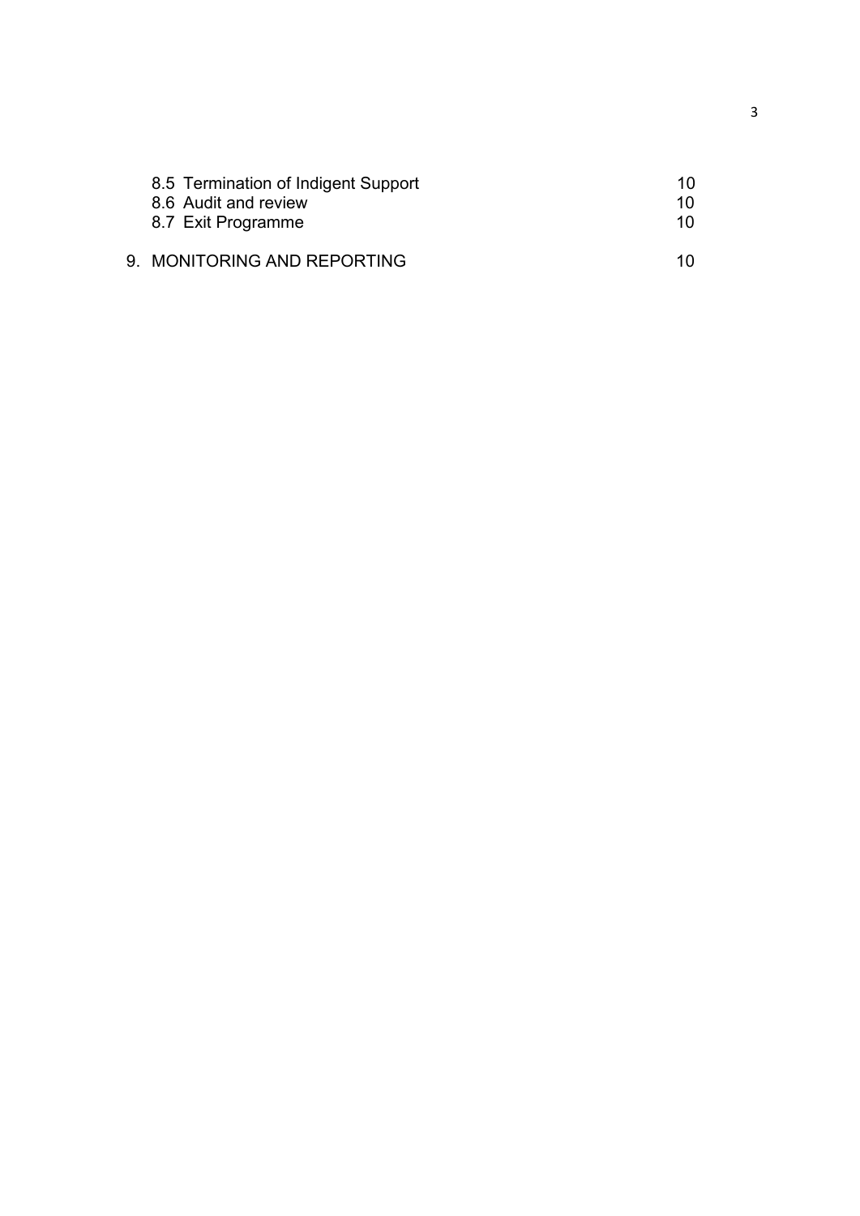| | |
|---|---|
| 8.5 Termination of Indigent Support | 10 |
| 8.6 Audit and review | 10 |
| 8.7 Exit Programme | 10 |
| 9. MONITORING AND REPORTING | 10 |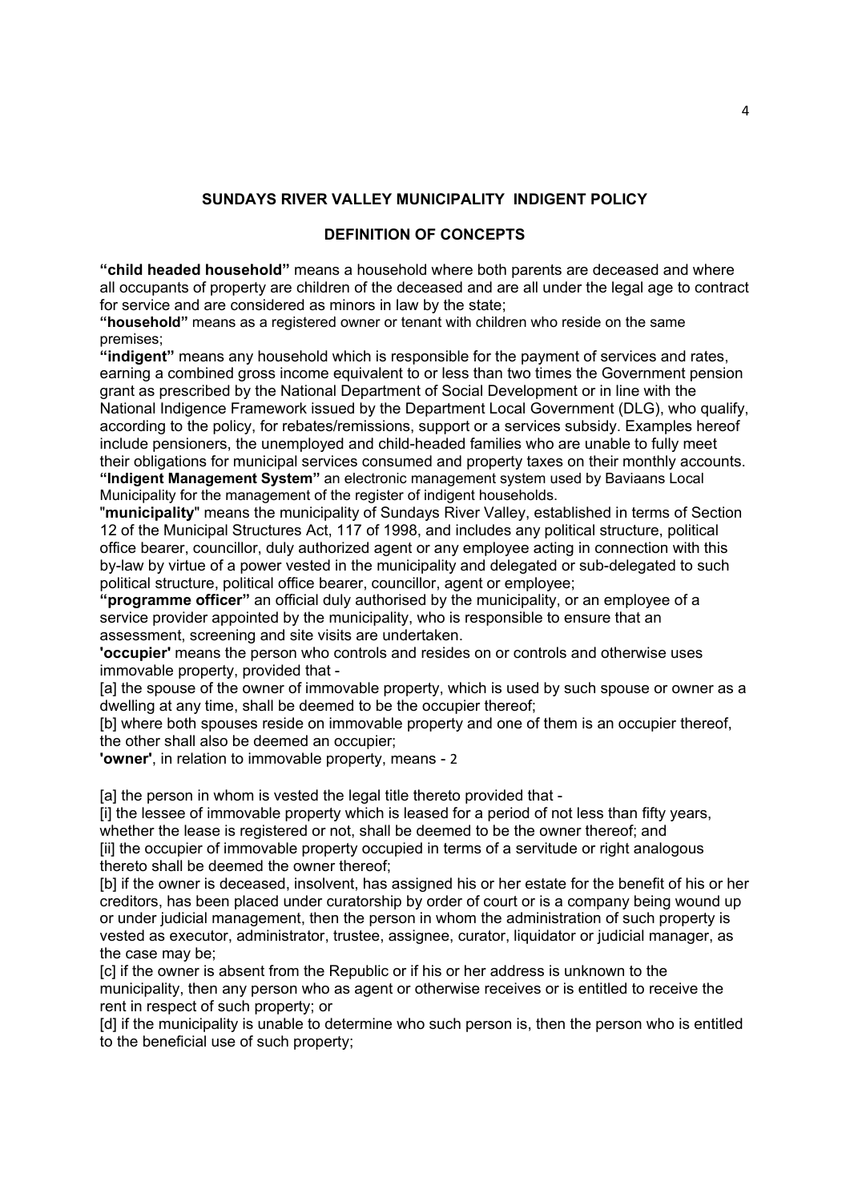## SUNDAYS RIVER VALLEY MUNICIPALITY INDIGENT POLICY

### DEFINITION OF CONCEPTS

**"child headed household"** means a household where both parents are deceased and where all occupants of property are children of the deceased and are all under the legal age to contract for service and are considered as minors in law by the state;

**"household"** means as a registered owner or tenant with children who reside on the same premises;

**"indigent"** means any household which is responsible for the payment of services and rates, earning a combined gross income equivalent to or less than two times the Government pension grant as prescribed by the National Department of Social Development or in line with the National Indigence Framework issued by the Department Local Government (DLG), who qualify, according to the policy, for rebates/remissions, support or a services subsidy. Examples hereof include pensioners, the unemployed and child-headed families who are unable to fully meet their obligations for municipal services consumed and property taxes on their monthly accounts.

**"Indigent Management System"** an electronic management system used by Baviaans Local Municipality for the management of the register of indigent households.

"**municipality**" means the municipality of Sundays River Valley, established in terms of Section 12 of the Municipal Structures Act, 117 of 1998, and includes any political structure, political office bearer, councillor, duly authorized agent or any employee acting in connection with this by-law by virtue of a power vested in the municipality and delegated or sub-delegated to such political structure, political office bearer, councillor, agent or employee;

**"programme officer"** an official duly authorised by the municipality, or an employee of a service provider appointed by the municipality, who is responsible to ensure that an assessment, screening and site visits are undertaken.

**'occupier'** means the person who controls and resides on or controls and otherwise uses immovable property, provided that -

[a] the spouse of the owner of immovable property, which is used by such spouse or owner as a dwelling at any time, shall be deemed to be the occupier thereof;

[b] where both spouses reside on immovable property and one of them is an occupier thereof, the other shall also be deemed an occupier;

**'owner'**, in relation to immovable property, means - 2

[a] the person in whom is vested the legal title thereto provided that -

[i] the lessee of immovable property which is leased for a period of not less than fifty years, whether the lease is registered or not, shall be deemed to be the owner thereof; and

[ii] the occupier of immovable property occupied in terms of a servitude or right analogous thereto shall be deemed the owner thereof;

[b] if the owner is deceased, insolvent, has assigned his or her estate for the benefit of his or her creditors, has been placed under curatorship by order of court or is a company being wound up or under judicial management, then the person in whom the administration of such property is vested as executor, administrator, trustee, assignee, curator, liquidator or judicial manager, as the case may be;

[c] if the owner is absent from the Republic or if his or her address is unknown to the municipality, then any person who as agent or otherwise receives or is entitled to receive the rent in respect of such property; or

[d] if the municipality is unable to determine who such person is, then the person who is entitled to the beneficial use of such property;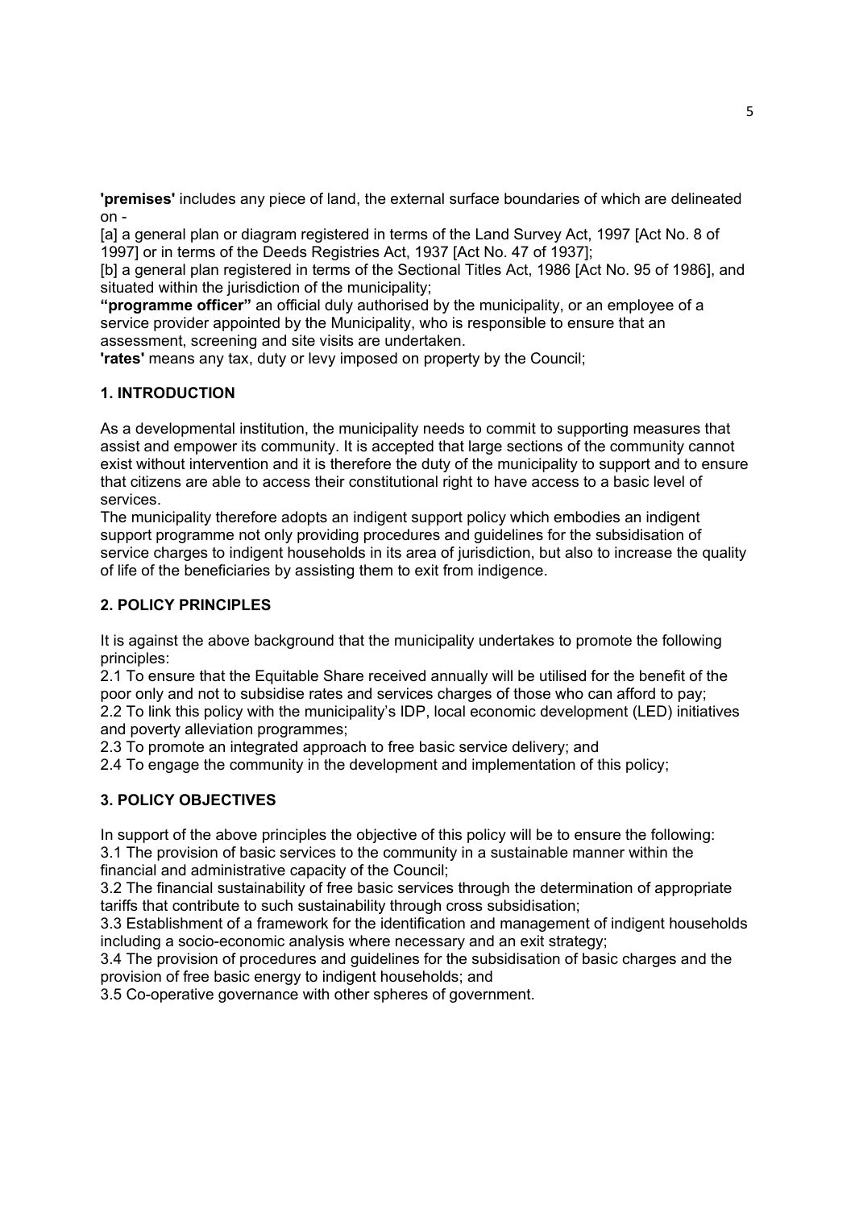**'premises'** includes any piece of land, the external surface boundaries of which are delineated on -

[a] a general plan or diagram registered in terms of the Land Survey Act, 1997 [Act No. 8 of 1997] or in terms of the Deeds Registries Act, 1937 [Act No. 47 of 1937];

[b] a general plan registered in terms of the Sectional Titles Act, 1986 [Act No. 95 of 1986], and situated within the jurisdiction of the municipality;

**"programme officer"** an official duly authorised by the municipality, or an employee of a service provider appointed by the Municipality, who is responsible to ensure that an assessment, screening and site visits are undertaken.

**'rates'** means any tax, duty or levy imposed on property by the Council;

## 1. INTRODUCTION

As a developmental institution, the municipality needs to commit to supporting measures that assist and empower its community. It is accepted that large sections of the community cannot exist without intervention and it is therefore the duty of the municipality to support and to ensure that citizens are able to access their constitutional right to have access to a basic level of services.

The municipality therefore adopts an indigent support policy which embodies an indigent support programme not only providing procedures and guidelines for the subsidisation of service charges to indigent households in its area of jurisdiction, but also to increase the quality of life of the beneficiaries by assisting them to exit from indigence.

## 2. POLICY PRINCIPLES

It is against the above background that the municipality undertakes to promote the following principles:

2.1 To ensure that the Equitable Share received annually will be utilised for the benefit of the poor only and not to subsidise rates and services charges of those who can afford to pay;

2.2 To link this policy with the municipality's IDP, local economic development (LED) initiatives and poverty alleviation programmes;

2.3 To promote an integrated approach to free basic service delivery; and

2.4 To engage the community in the development and implementation of this policy;

## 3. POLICY OBJECTIVES

In support of the above principles the objective of this policy will be to ensure the following:

3.1 The provision of basic services to the community in a sustainable manner within the financial and administrative capacity of the Council;

3.2 The financial sustainability of free basic services through the determination of appropriate tariffs that contribute to such sustainability through cross subsidisation;

3.3 Establishment of a framework for the identification and management of indigent households including a socio-economic analysis where necessary and an exit strategy;

3.4 The provision of procedures and guidelines for the subsidisation of basic charges and the provision of free basic energy to indigent households; and

3.5 Co-operative governance with other spheres of government.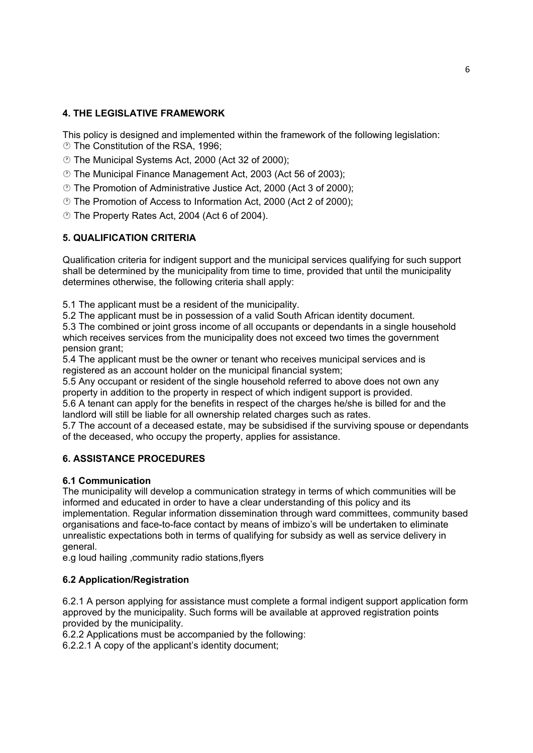## 4. THE LEGISLATIVE FRAMEWORK

This policy is designed and implemented within the framework of the following legislation:

- The Constitution of the RSA, 1996;
- The Municipal Systems Act, 2000 (Act 32 of 2000);
- The Municipal Finance Management Act, 2003 (Act 56 of 2003);
- The Promotion of Administrative Justice Act, 2000 (Act 3 of 2000);
- The Promotion of Access to Information Act, 2000 (Act 2 of 2000);
- The Property Rates Act, 2004 (Act 6 of 2004).

## 5. QUALIFICATION CRITERIA

Qualification criteria for indigent support and the municipal services qualifying for such support shall be determined by the municipality from time to time, provided that until the municipality determines otherwise, the following criteria shall apply:

5.1 The applicant must be a resident of the municipality.
5.2 The applicant must be in possession of a valid South African identity document.
5.3 The combined or joint gross income of all occupants or dependants in a single household which receives services from the municipality does not exceed two times the government pension grant;
5.4 The applicant must be the owner or tenant who receives municipal services and is registered as an account holder on the municipal financial system;
5.5 Any occupant or resident of the single household referred to above does not own any property in addition to the property in respect of which indigent support is provided.
5.6 A tenant can apply for the benefits in respect of the charges he/she is billed for and the landlord will still be liable for all ownership related charges such as rates.
5.7 The account of a deceased estate, may be subsidised if the surviving spouse or dependants of the deceased, who occupy the property, applies for assistance.

## 6. ASSISTANCE PROCEDURES

### 6.1 Communication

The municipality will develop a communication strategy in terms of which communities will be informed and educated in order to have a clear understanding of this policy and its implementation. Regular information dissemination through ward committees, community based organisations and face-to-face contact by means of imbizo's will be undertaken to eliminate unrealistic expectations both in terms of qualifying for subsidy as well as service delivery in general.
e.g loud hailing ,community radio stations,flyers

### 6.2 Application/Registration

6.2.1 A person applying for assistance must complete a formal indigent support application form approved by the municipality. Such forms will be available at approved registration points provided by the municipality.
6.2.2 Applications must be accompanied by the following:
6.2.2.1 A copy of the applicant's identity document;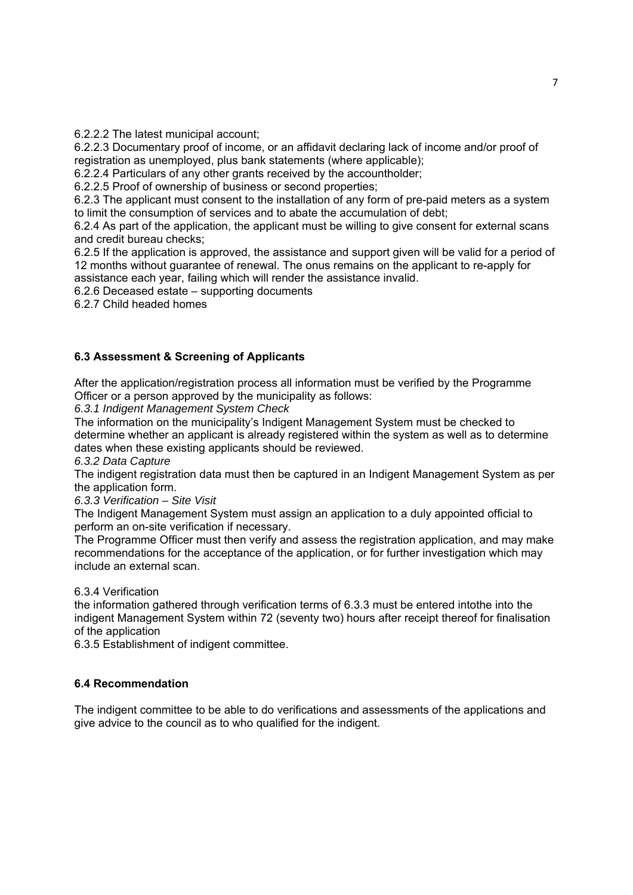6.2.2.2 The latest municipal account;

6.2.2.3 Documentary proof of income, or an affidavit declaring lack of income and/or proof of registration as unemployed, plus bank statements (where applicable);

6.2.2.4 Particulars of any other grants received by the accountholder;

6.2.2.5 Proof of ownership of business or second properties;

6.2.3 The applicant must consent to the installation of any form of pre-paid meters as a system to limit the consumption of services and to abate the accumulation of debt;

6.2.4 As part of the application, the applicant must be willing to give consent for external scans and credit bureau checks;

6.2.5 If the application is approved, the assistance and support given will be valid for a period of 12 months without guarantee of renewal. The onus remains on the applicant to re-apply for assistance each year, failing which will render the assistance invalid.

6.2.6 Deceased estate – supporting documents

6.2.7 Child headed homes

**6.3 Assessment & Screening of Applicants**

After the application/registration process all information must be verified by the Programme Officer or a person approved by the municipality as follows:

*6.3.1 Indigent Management System Check*

The information on the municipality's Indigent Management System must be checked to determine whether an applicant is already registered within the system as well as to determine dates when these existing applicants should be reviewed.

*6.3.2 Data Capture*

The indigent registration data must then be captured in an Indigent Management System as per the application form.

*6.3.3 Verification – Site Visit*

The Indigent Management System must assign an application to a duly appointed official to perform an on-site verification if necessary.

The Programme Officer must then verify and assess the registration application, and may make recommendations for the acceptance of the application, or for further investigation which may include an external scan.

6.3.4 Verification

the information gathered through verification terms of 6.3.3 must be entered intothe into the indigent Management System within 72 (seventy two) hours after receipt thereof for finalisation of the application

6.3.5 Establishment of indigent committee.

**6.4 Recommendation**

The indigent committee to be able to do verifications and assessments of the applications and give advice to the council as to who qualified for the indigent.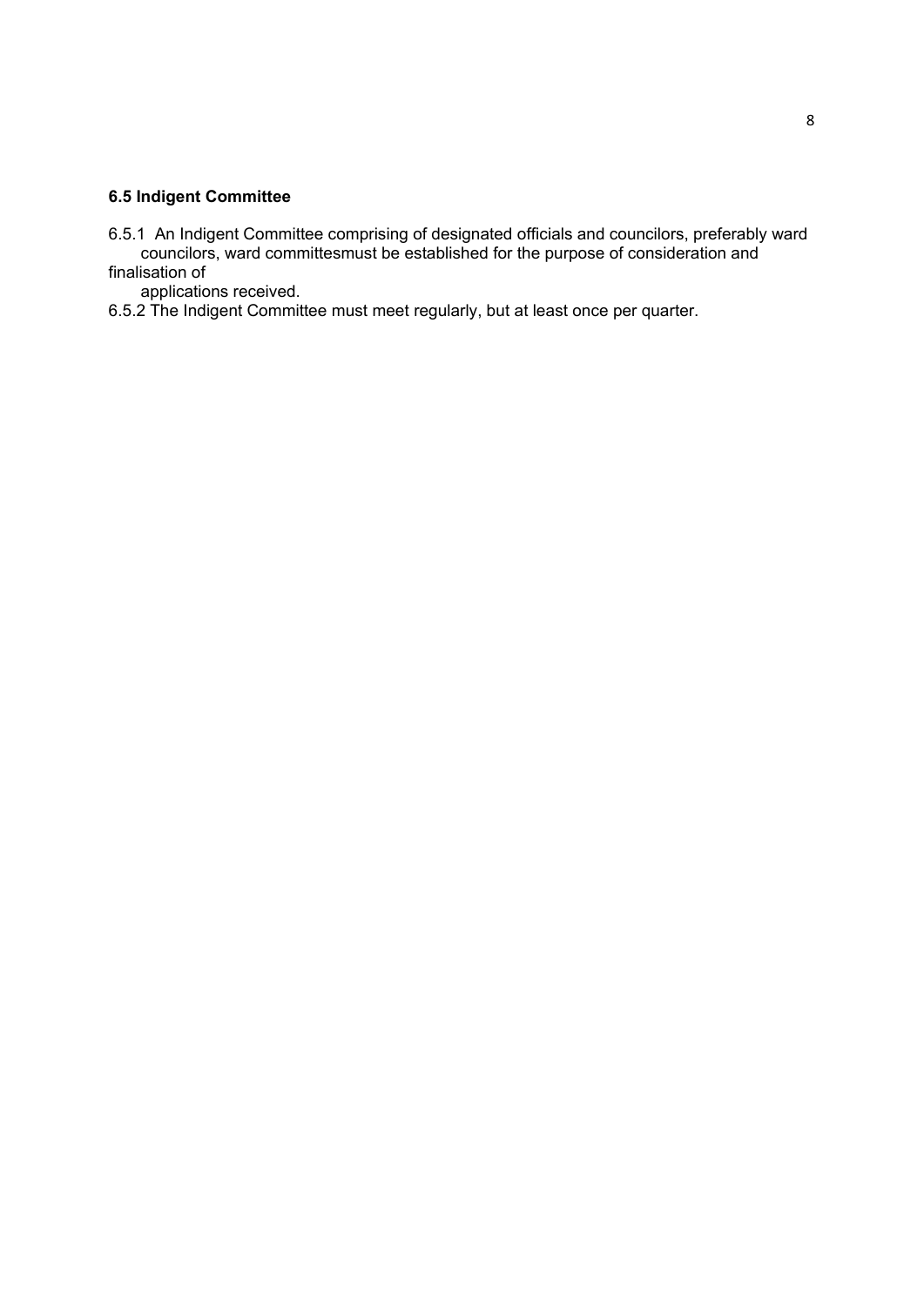### 6.5 Indigent Committee

6.5.1 An Indigent Committee comprising of designated officials and councilors, preferably ward councilors, ward committesmust be established for the purpose of consideration and finalisation of applications received.

6.5.2 The Indigent Committee must meet regularly, but at least once per quarter.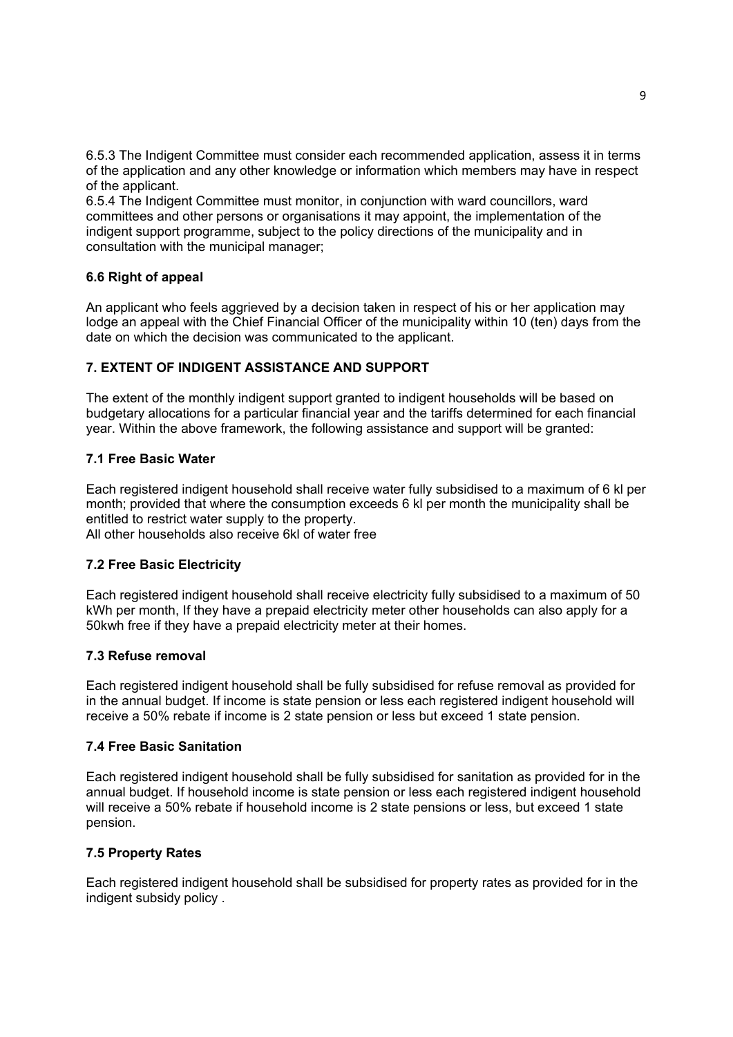6.5.3 The Indigent Committee must consider each recommended application, assess it in terms of the application and any other knowledge or information which members may have in respect of the applicant.

6.5.4 The Indigent Committee must monitor, in conjunction with ward councillors, ward committees and other persons or organisations it may appoint, the implementation of the indigent support programme, subject to the policy directions of the municipality and in consultation with the municipal manager;

### 6.6 Right of appeal

An applicant who feels aggrieved by a decision taken in respect of his or her application may lodge an appeal with the Chief Financial Officer of the municipality within 10 (ten) days from the date on which the decision was communicated to the applicant.

## 7. EXTENT OF INDIGENT ASSISTANCE AND SUPPORT

The extent of the monthly indigent support granted to indigent households will be based on budgetary allocations for a particular financial year and the tariffs determined for each financial year. Within the above framework, the following assistance and support will be granted:

### 7.1 Free Basic Water

Each registered indigent household shall receive water fully subsidised to a maximum of 6 kl per month; provided that where the consumption exceeds 6 kl per month the municipality shall be entitled to restrict water supply to the property.
All other households also receive 6kl of water free

### 7.2 Free Basic Electricity

Each registered indigent household shall receive electricity fully subsidised to a maximum of 50 kWh per month, If they have a prepaid electricity meter other households can also apply for a 50kwh free if they have a prepaid electricity meter at their homes.

### 7.3 Refuse removal

Each registered indigent household shall be fully subsidised for refuse removal as provided for in the annual budget. If income is state pension or less each registered indigent household will receive a 50% rebate if income is 2 state pension or less but exceed 1 state pension.

### 7.4 Free Basic Sanitation

Each registered indigent household shall be fully subsidised for sanitation as provided for in the annual budget. If household income is state pension or less each registered indigent household will receive a 50% rebate if household income is 2 state pensions or less, but exceed 1 state pension.

### 7.5 Property Rates

Each registered indigent household shall be subsidised for property rates as provided for in the indigent subsidy policy .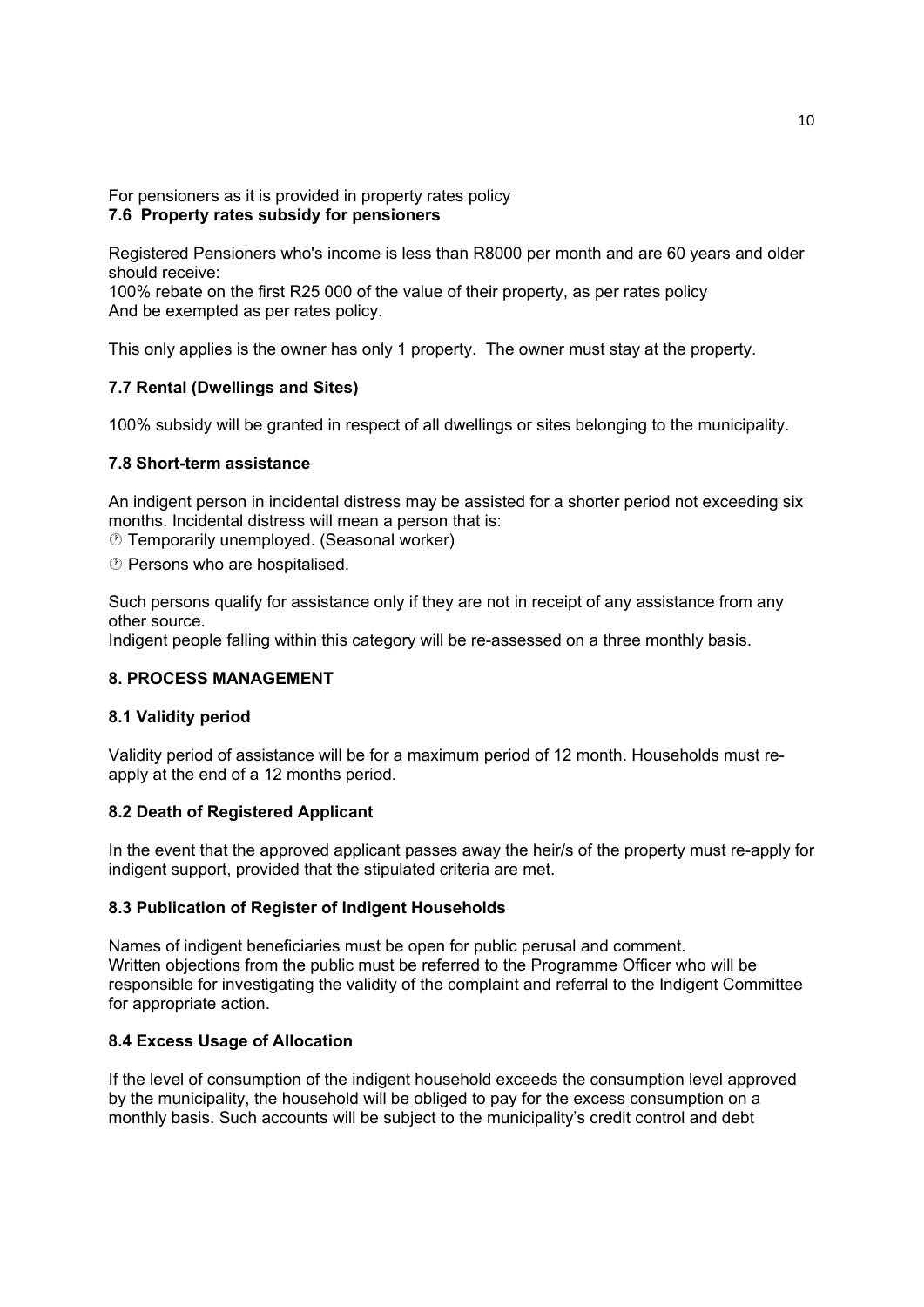For pensioners as it is provided in property rates policy

**7.6 Property rates subsidy for pensioners**

Registered Pensioners who's income is less than R8000 per month and are 60 years and older should receive:
100% rebate on the first R25 000 of the value of their property, as per rates policy
And be exempted as per rates policy.

This only applies is the owner has only 1 property. The owner must stay at the property.

**7.7 Rental (Dwellings and Sites)**

100% subsidy will be granted in respect of all dwellings or sites belonging to the municipality.

**7.8 Short-term assistance**

An indigent person in incidental distress may be assisted for a shorter period not exceeding six months. Incidental distress will mean a person that is:

- Temporarily unemployed. (Seasonal worker)
- Persons who are hospitalised.

Such persons qualify for assistance only if they are not in receipt of any assistance from any other source.
Indigent people falling within this category will be re-assessed on a three monthly basis.

**8. PROCESS MANAGEMENT**

**8.1 Validity period**

Validity period of assistance will be for a maximum period of 12 month. Households must re-apply at the end of a 12 months period.

**8.2 Death of Registered Applicant**

In the event that the approved applicant passes away the heir/s of the property must re-apply for indigent support, provided that the stipulated criteria are met.

**8.3 Publication of Register of Indigent Households**

Names of indigent beneficiaries must be open for public perusal and comment.
Written objections from the public must be referred to the Programme Officer who will be responsible for investigating the validity of the complaint and referral to the Indigent Committee for appropriate action.

**8.4 Excess Usage of Allocation**

If the level of consumption of the indigent household exceeds the consumption level approved by the municipality, the household will be obliged to pay for the excess consumption on a monthly basis. Such accounts will be subject to the municipality's credit control and debt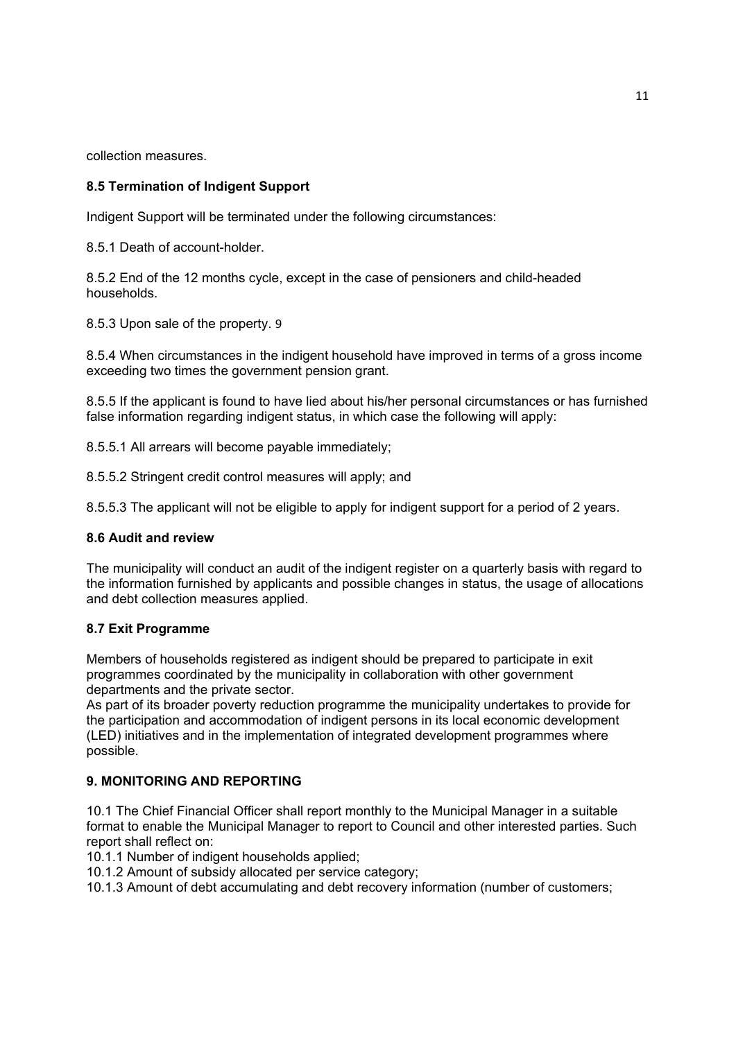collection measures.

### 8.5 Termination of Indigent Support

Indigent Support will be terminated under the following circumstances:

8.5.1 Death of account-holder.

8.5.2 End of the 12 months cycle, except in the case of pensioners and child-headed households.

8.5.3 Upon sale of the property. 9

8.5.4 When circumstances in the indigent household have improved in terms of a gross income exceeding two times the government pension grant.

8.5.5 If the applicant is found to have lied about his/her personal circumstances or has furnished false information regarding indigent status, in which case the following will apply:

8.5.5.1 All arrears will become payable immediately;

8.5.5.2 Stringent credit control measures will apply; and

8.5.5.3 The applicant will not be eligible to apply for indigent support for a period of 2 years.

### 8.6 Audit and review

The municipality will conduct an audit of the indigent register on a quarterly basis with regard to the information furnished by applicants and possible changes in status, the usage of allocations and debt collection measures applied.

### 8.7 Exit Programme

Members of households registered as indigent should be prepared to participate in exit programmes coordinated by the municipality in collaboration with other government departments and the private sector.
As part of its broader poverty reduction programme the municipality undertakes to provide for the participation and accommodation of indigent persons in its local economic development (LED) initiatives and in the implementation of integrated development programmes where possible.

## 9. MONITORING AND REPORTING

10.1 The Chief Financial Officer shall report monthly to the Municipal Manager in a suitable format to enable the Municipal Manager to report to Council and other interested parties. Such report shall reflect on:
10.1.1 Number of indigent households applied;
10.1.2 Amount of subsidy allocated per service category;
10.1.3 Amount of debt accumulating and debt recovery information (number of customers;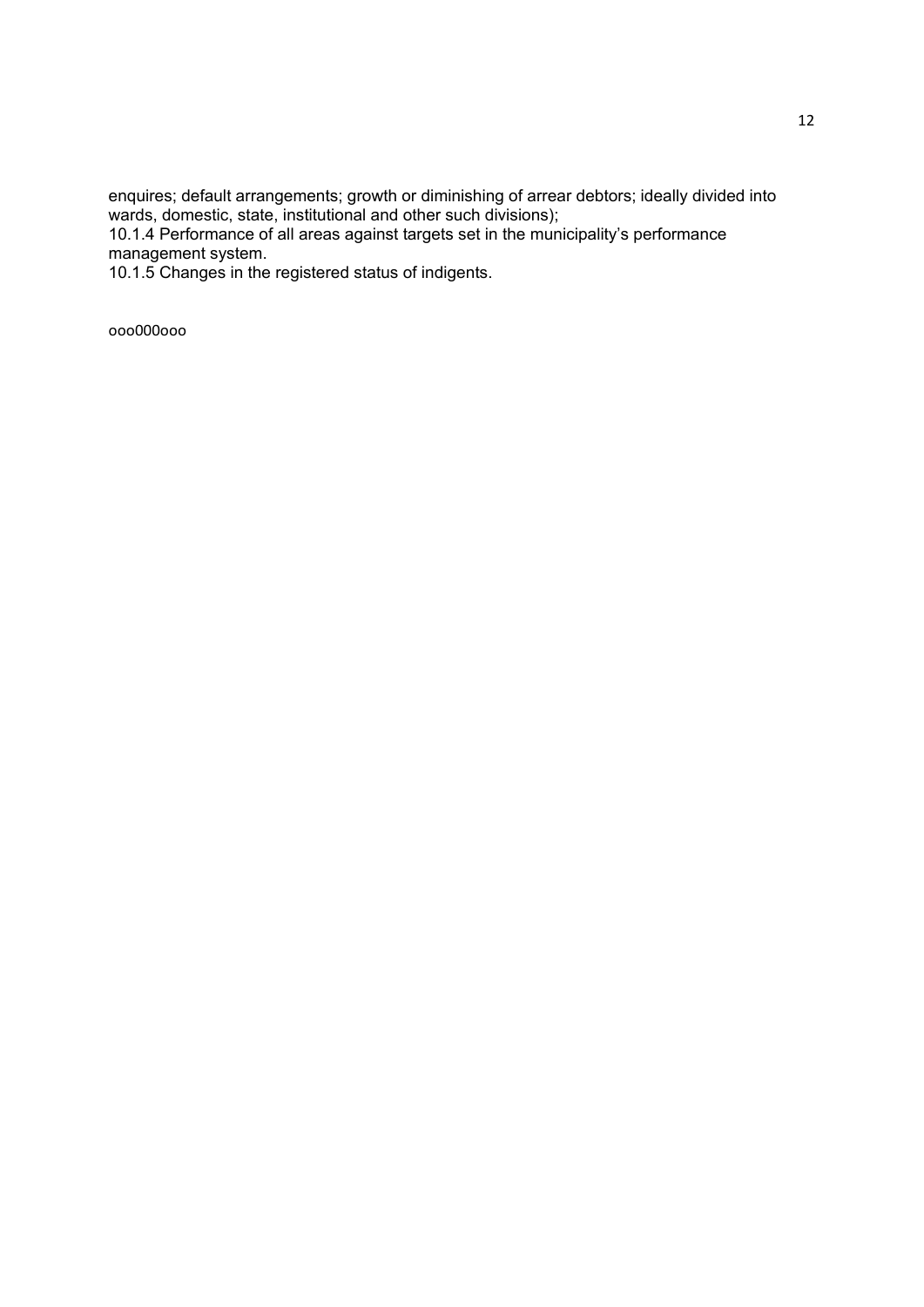enquires; default arrangements; growth or diminishing of arrear debtors; ideally divided into wards, domestic, state, institutional and other such divisions);

10.1.4 Performance of all areas against targets set in the municipality's performance management system.

10.1.5 Changes in the registered status of indigents.

ooo000ooo